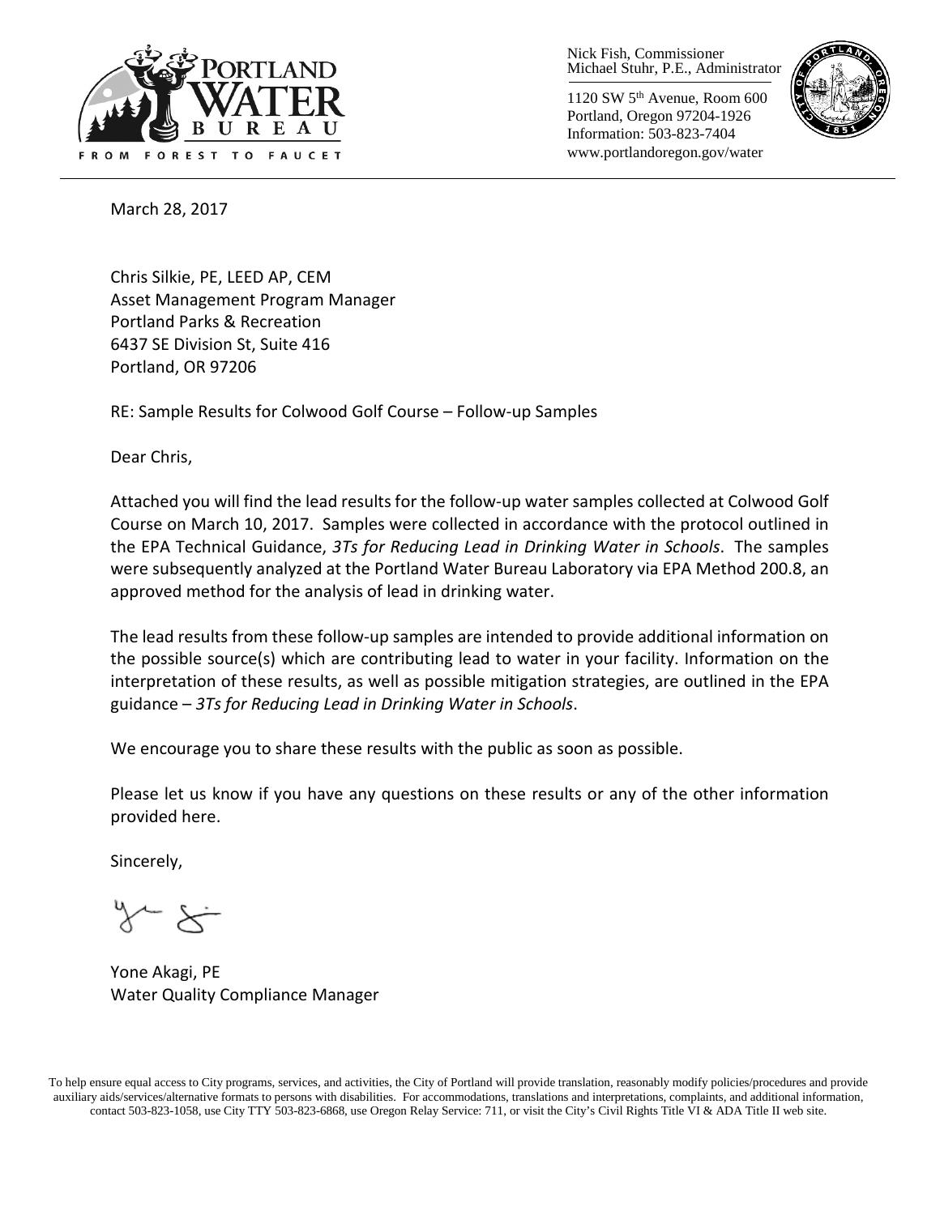Nick Fish, Commissioner
Michael Stuhr, P.E., Administrator

1120 SW 5th Avenue, Room 600
Portland, Oregon 97204-1926
Information: 503-823-7404
www.portlandoregon.gov/water

March 28, 2017

Chris Silkie, PE, LEED AP, CEM
Asset Management Program Manager
Portland Parks & Recreation
6437 SE Division St, Suite 416
Portland, OR 97206

RE: Sample Results for Colwood Golf Course – Follow-up Samples

Dear Chris,

Attached you will find the lead results for the follow-up water samples collected at Colwood Golf Course on March 10, 2017. Samples were collected in accordance with the protocol outlined in the EPA Technical Guidance, *3Ts for Reducing Lead in Drinking Water in Schools*. The samples were subsequently analyzed at the Portland Water Bureau Laboratory via EPA Method 200.8, an approved method for the analysis of lead in drinking water.

The lead results from these follow-up samples are intended to provide additional information on the possible source(s) which are contributing lead to water in your facility. Information on the interpretation of these results, as well as possible mitigation strategies, are outlined in the EPA guidance – *3Ts for Reducing Lead in Drinking Water in Schools*.

We encourage you to share these results with the public as soon as possible.

Please let us know if you have any questions on these results or any of the other information provided here.

Sincerely,

Yone Akagi, PE
Water Quality Compliance Manager

To help ensure equal access to City programs, services, and activities, the City of Portland will provide translation, reasonably modify policies/procedures and provide auxiliary aids/services/alternative formats to persons with disabilities. For accommodations, translations and interpretations, complaints, and additional information, contact 503-823-1058, use City TTY 503-823-6868, use Oregon Relay Service: 711, or visit the City's Civil Rights Title VI & ADA Title II web site.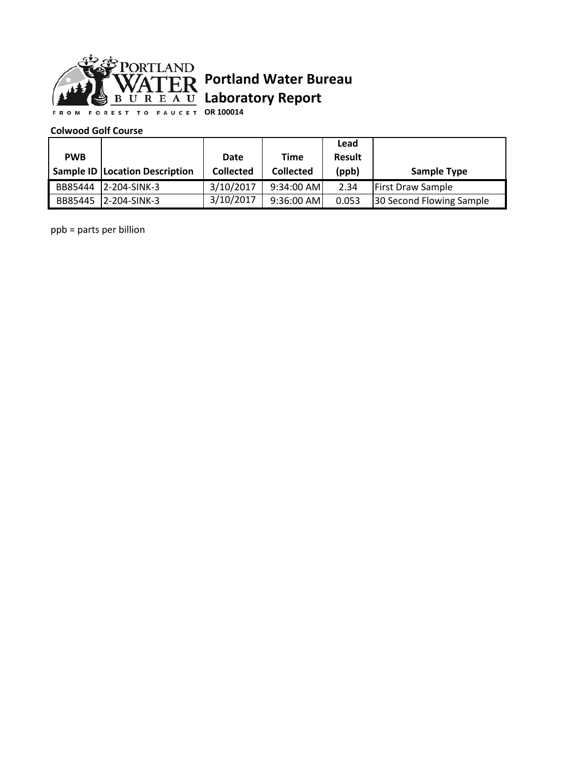# Portland Water Bureau Laboratory Report

**OR 100014**

**Colwood Golf Course**

| PWB Sample ID | Location Description | Date Collected | Time Collected | Lead Result (ppb) | Sample Type |
|---|---|---|---|---|---|
| BB85444 | 2-204-SINK-3 | 3/10/2017 | 9:34:00 AM | 2.34 | First Draw Sample |
| BB85445 | 2-204-SINK-3 | 3/10/2017 | 9:36:00 AM | 0.053 | 30 Second Flowing Sample |

ppb = parts per billion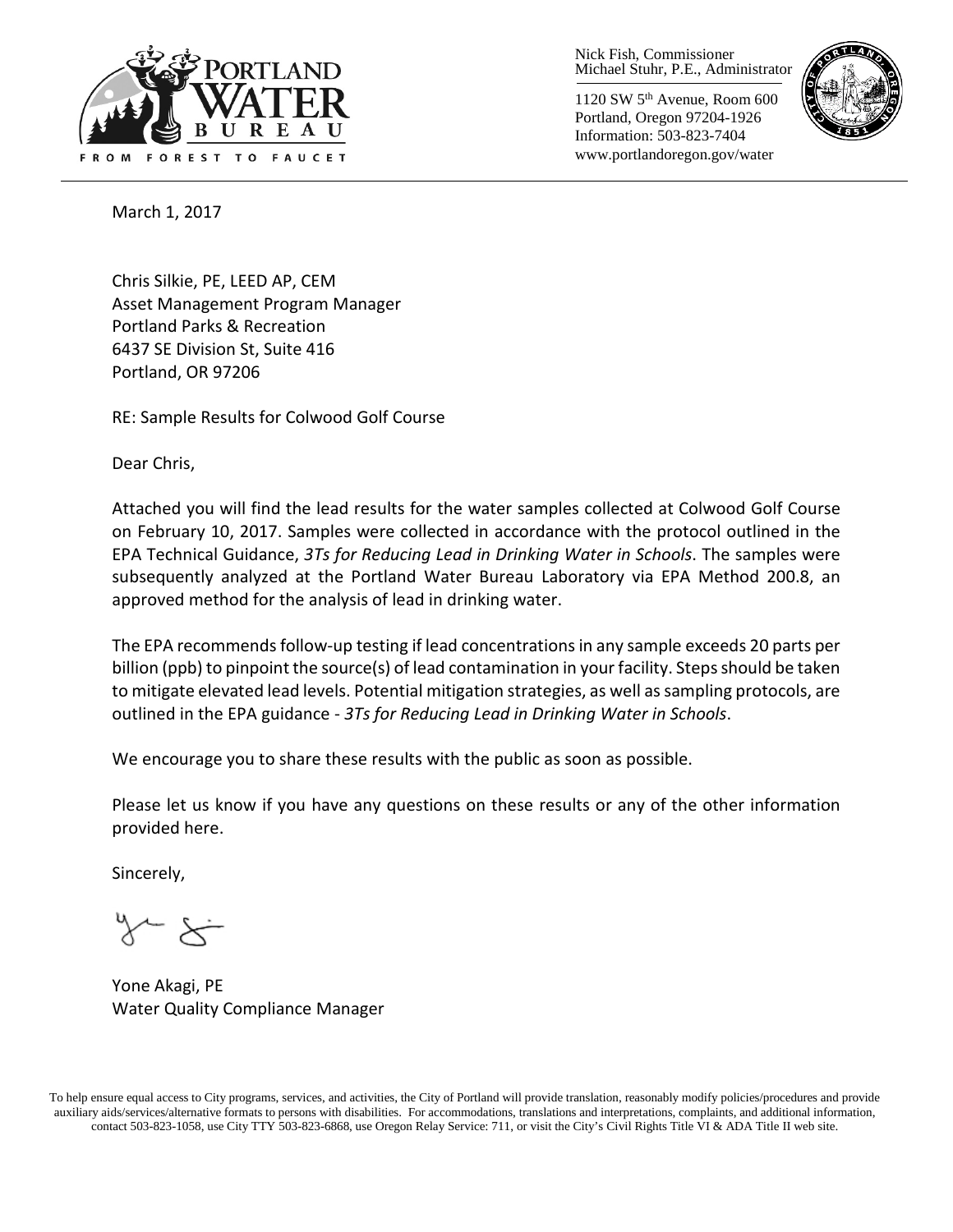Nick Fish, Commissioner
Michael Stuhr, P.E., Administrator

1120 SW 5th Avenue, Room 600
Portland, Oregon 97204-1926
Information: 503-823-7404
www.portlandoregon.gov/water

March 1, 2017

Chris Silkie, PE, LEED AP, CEM
Asset Management Program Manager
Portland Parks & Recreation
6437 SE Division St, Suite 416
Portland, OR 97206

RE: Sample Results for Colwood Golf Course

Dear Chris,

Attached you will find the lead results for the water samples collected at Colwood Golf Course on February 10, 2017. Samples were collected in accordance with the protocol outlined in the EPA Technical Guidance, *3Ts for Reducing Lead in Drinking Water in Schools*. The samples were subsequently analyzed at the Portland Water Bureau Laboratory via EPA Method 200.8, an approved method for the analysis of lead in drinking water.

The EPA recommends follow-up testing if lead concentrations in any sample exceeds 20 parts per billion (ppb) to pinpoint the source(s) of lead contamination in your facility. Steps should be taken to mitigate elevated lead levels. Potential mitigation strategies, as well as sampling protocols, are outlined in the EPA guidance - *3Ts for Reducing Lead in Drinking Water in Schools*.

We encourage you to share these results with the public as soon as possible.

Please let us know if you have any questions on these results or any of the other information provided here.

Sincerely,

Yone Akagi, PE
Water Quality Compliance Manager

To help ensure equal access to City programs, services, and activities, the City of Portland will provide translation, reasonably modify policies/procedures and provide auxiliary aids/services/alternative formats to persons with disabilities. For accommodations, translations and interpretations, complaints, and additional information, contact 503-823-1058, use City TTY 503-823-6868, use Oregon Relay Service: 711, or visit the City's Civil Rights Title VI & ADA Title II web site.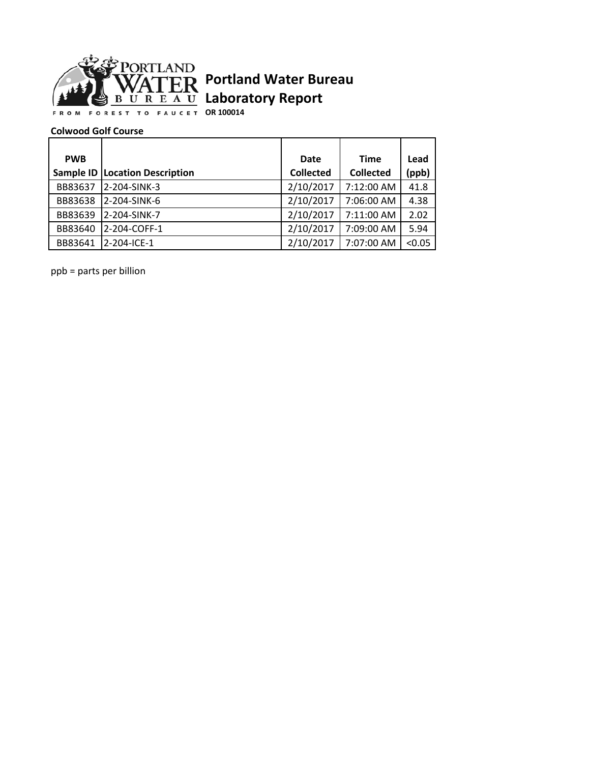PORTLAND WATER BUREAU

FROM FOREST TO FAUCET

# Portland Water Bureau Laboratory Report

**OR 100014**

**Colwood Golf Course**

| PWB Sample ID | Location Description | Date Collected | Time Collected | Lead (ppb) |
|---|---|---|---|---|
| BB83637 | 2-204-SINK-3 | 2/10/2017 | 7:12:00 AM | 41.8 |
| BB83638 | 2-204-SINK-6 | 2/10/2017 | 7:06:00 AM | 4.38 |
| BB83639 | 2-204-SINK-7 | 2/10/2017 | 7:11:00 AM | 2.02 |
| BB83640 | 2-204-COFF-1 | 2/10/2017 | 7:09:00 AM | 5.94 |
| BB83641 | 2-204-ICE-1 | 2/10/2017 | 7:07:00 AM | <0.05 |

ppb = parts per billion